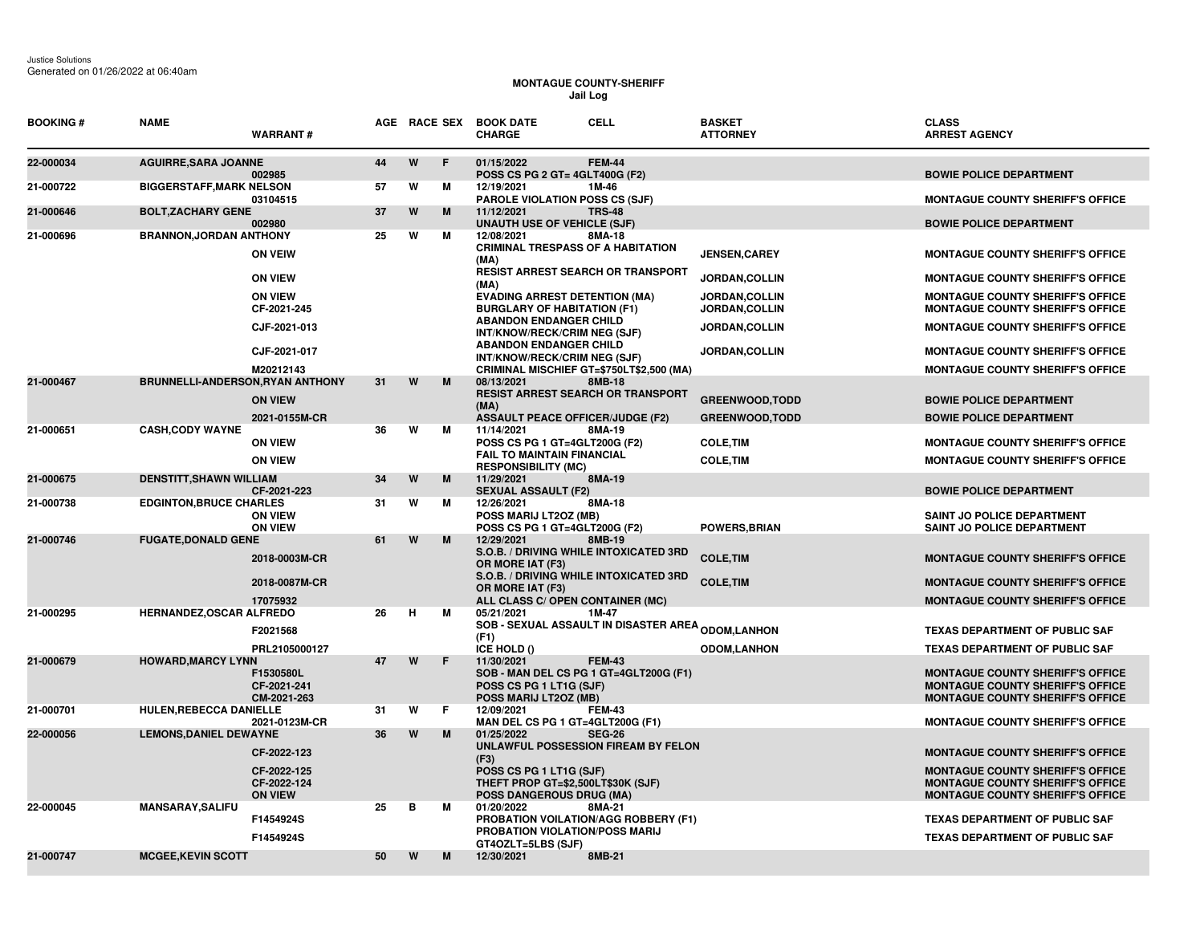Justice Solutions
Generated on 01/26/2022 at 06:40am

**MONTAGUE COUNTY-SHERIFF**
**Jail Log**

| BOOKING # | NAME | WARRANT # | AGE | RACE | SEX | BOOK DATE / CHARGE | CELL | BASKET / ATTORNEY | CLASS / ARREST AGENCY |
|---|---|---|---|---|---|---|---|---|---|
| 22-000034 | AGUIRRE,SARA JOANNE | | 44 | W | F | 01/15/2022 | FEM-44 | | |
| | | 002985 | | | | POSS CS PG 2 GT= 4GLT400G (F2) | | | BOWIE POLICE DEPARTMENT |
| 21-000722 | BIGGERSTAFF,MARK NELSON | | 57 | W | M | 12/19/2021 | 1M-46 | | |
| | | 03104515 | | | | PAROLE VIOLATION POSS CS (SJF) | | | MONTAGUE COUNTY SHERIFF'S OFFICE |
| 21-000646 | BOLT,ZACHARY GENE | | 37 | W | M | 11/12/2021 | TRS-48 | | |
| | | 002980 | | | | UNAUTH USE OF VEHICLE (SJF) | | | BOWIE POLICE DEPARTMENT |
| 21-000696 | BRANNON,JORDAN ANTHONY | | 25 | W | M | 12/08/2021 | 8MA-18 | | |
| | | ON VEIW | | | | CRIMINAL TRESPASS OF A HABITATION (MA) | | JENSEN,CAREY | MONTAGUE COUNTY SHERIFF'S OFFICE |
| | | ON VIEW | | | | RESIST ARREST SEARCH OR TRANSPORT (MA) | | JORDAN,COLLIN | MONTAGUE COUNTY SHERIFF'S OFFICE |
| | | ON VIEW | | | | EVADING ARREST DETENTION (MA) | | JORDAN,COLLIN | MONTAGUE COUNTY SHERIFF'S OFFICE |
| | | CF-2021-245 | | | | BURGLARY OF HABITATION (F1) | | JORDAN,COLLIN | MONTAGUE COUNTY SHERIFF'S OFFICE |
| | | CJF-2021-013 | | | | ABANDON ENDANGER CHILD INT/KNOW/RECK/CRIM NEG (SJF) | | JORDAN,COLLIN | MONTAGUE COUNTY SHERIFF'S OFFICE |
| | | CJF-2021-017 | | | | ABANDON ENDANGER CHILD INT/KNOW/RECK/CRIM NEG (SJF) | | JORDAN,COLLIN | MONTAGUE COUNTY SHERIFF'S OFFICE |
| | | M20212143 | | | | CRIMINAL MISCHIEF GT=$750LT$2,500 (MA) | | | MONTAGUE COUNTY SHERIFF'S OFFICE |
| 21-000467 | BRUNNELLI-ANDERSON,RYAN ANTHONY | | 31 | W | M | 08/13/2021 | 8MB-18 | | |
| | | ON VIEW | | | | RESIST ARREST SEARCH OR TRANSPORT (MA) | | GREENWOOD,TODD | BOWIE POLICE DEPARTMENT |
| | | 2021-0155M-CR | | | | ASSAULT PEACE OFFICER/JUDGE (F2) | | GREENWOOD,TODD | BOWIE POLICE DEPARTMENT |
| 21-000651 | CASH,CODY WAYNE | | 36 | W | M | 11/14/2021 | 8MA-19 | | |
| | | ON VIEW | | | | POSS CS PG 1 GT=4GLT200G (F2) | | COLE,TIM | MONTAGUE COUNTY SHERIFF'S OFFICE |
| | | ON VIEW | | | | FAIL TO MAINTAIN FINANCIAL RESPONSIBILITY (MC) | | COLE,TIM | MONTAGUE COUNTY SHERIFF'S OFFICE |
| 21-000675 | DENSTITT,SHAWN WILLIAM | | 34 | W | M | 11/29/2021 | 8MA-19 | | |
| | | CF-2021-223 | | | | SEXUAL ASSAULT (F2) | | | BOWIE POLICE DEPARTMENT |
| 21-000738 | EDGINTON,BRUCE CHARLES | | 31 | W | M | 12/26/2021 | 8MA-18 | | |
| | | ON VIEW | | | | POSS MARIJ LT2OZ (MB) | | | SAINT JO POLICE DEPARTMENT |
| | | ON VIEW | | | | POSS CS PG 1 GT=4GLT200G (F2) | | POWERS,BRIAN | SAINT JO POLICE DEPARTMENT |
| 21-000746 | FUGATE,DONALD GENE | | 61 | W | M | 12/29/2021 | 8MB-19 | | |
| | | 2018-0003M-CR | | | | S.O.B. / DRIVING WHILE INTOXICATED 3RD OR MORE IAT (F3) | | COLE,TIM | MONTAGUE COUNTY SHERIFF'S OFFICE |
| | | 2018-0087M-CR | | | | S.O.B. / DRIVING WHILE INTOXICATED 3RD OR MORE IAT (F3) | | COLE,TIM | MONTAGUE COUNTY SHERIFF'S OFFICE |
| | | 17075932 | | | | ALL CLASS C/ OPEN CONTAINER (MC) | | | MONTAGUE COUNTY SHERIFF'S OFFICE |
| 21-000295 | HERNANDEZ,OSCAR ALFREDO | | 26 | H | M | 05/21/2021 | 1M-47 | | |
| | | F2021568 | | | | SOB - SEXUAL ASSAULT IN DISASTER AREA (F1) | | ODOM,LANHON | TEXAS DEPARTMENT OF PUBLIC SAF |
| | | PRL2105000127 | | | | ICE HOLD () | | ODOM,LANHON | TEXAS DEPARTMENT OF PUBLIC SAF |
| 21-000679 | HOWARD,MARCY LYNN | | 47 | W | F | 11/30/2021 | FEM-43 | | |
| | | F1530580L | | | | SOB - MAN DEL CS PG 1 GT=4GLT200G (F1) | | | MONTAGUE COUNTY SHERIFF'S OFFICE |
| | | CF-2021-241 | | | | POSS CS PG 1 LT1G (SJF) | | | MONTAGUE COUNTY SHERIFF'S OFFICE |
| | | CM-2021-263 | | | | POSS MARIJ LT2OZ (MB) | | | MONTAGUE COUNTY SHERIFF'S OFFICE |
| 21-000701 | HULEN,REBECCA DANIELLE | | 31 | W | F | 12/09/2021 | FEM-43 | | |
| | | 2021-0123M-CR | | | | MAN DEL CS PG 1 GT=4GLT200G (F1) | | | MONTAGUE COUNTY SHERIFF'S OFFICE |
| 22-000056 | LEMONS,DANIEL DEWAYNE | | 36 | W | M | 01/25/2022 | SEG-26 | | |
| | | CF-2022-123 | | | | UNLAWFUL POSSESSION FIREAM BY FELON (F3) | | | MONTAGUE COUNTY SHERIFF'S OFFICE |
| | | CF-2022-125 | | | | POSS CS PG 1 LT1G (SJF) | | | MONTAGUE COUNTY SHERIFF'S OFFICE |
| | | CF-2022-124 | | | | THEFT PROP GT=$2,500LT$30K (SJF) | | | MONTAGUE COUNTY SHERIFF'S OFFICE |
| | | ON VIEW | | | | POSS DANGEROUS DRUG (MA) | | | MONTAGUE COUNTY SHERIFF'S OFFICE |
| 22-000045 | MANSARAY,SALIFU | | 25 | B | M | 01/20/2022 | 8MA-21 | | |
| | | F1454924S | | | | PROBATION VOILATION/AGG ROBBERY (F1) | | | TEXAS DEPARTMENT OF PUBLIC SAF |
| | | F1454924S | | | | PROBATION VIOLATION/POSS MARIJ GT4OZLT=5LBS (SJF) | | | TEXAS DEPARTMENT OF PUBLIC SAF |
| 21-000747 | MCGEE,KEVIN SCOTT | | 50 | W | M | 12/30/2021 | 8MB-21 | | |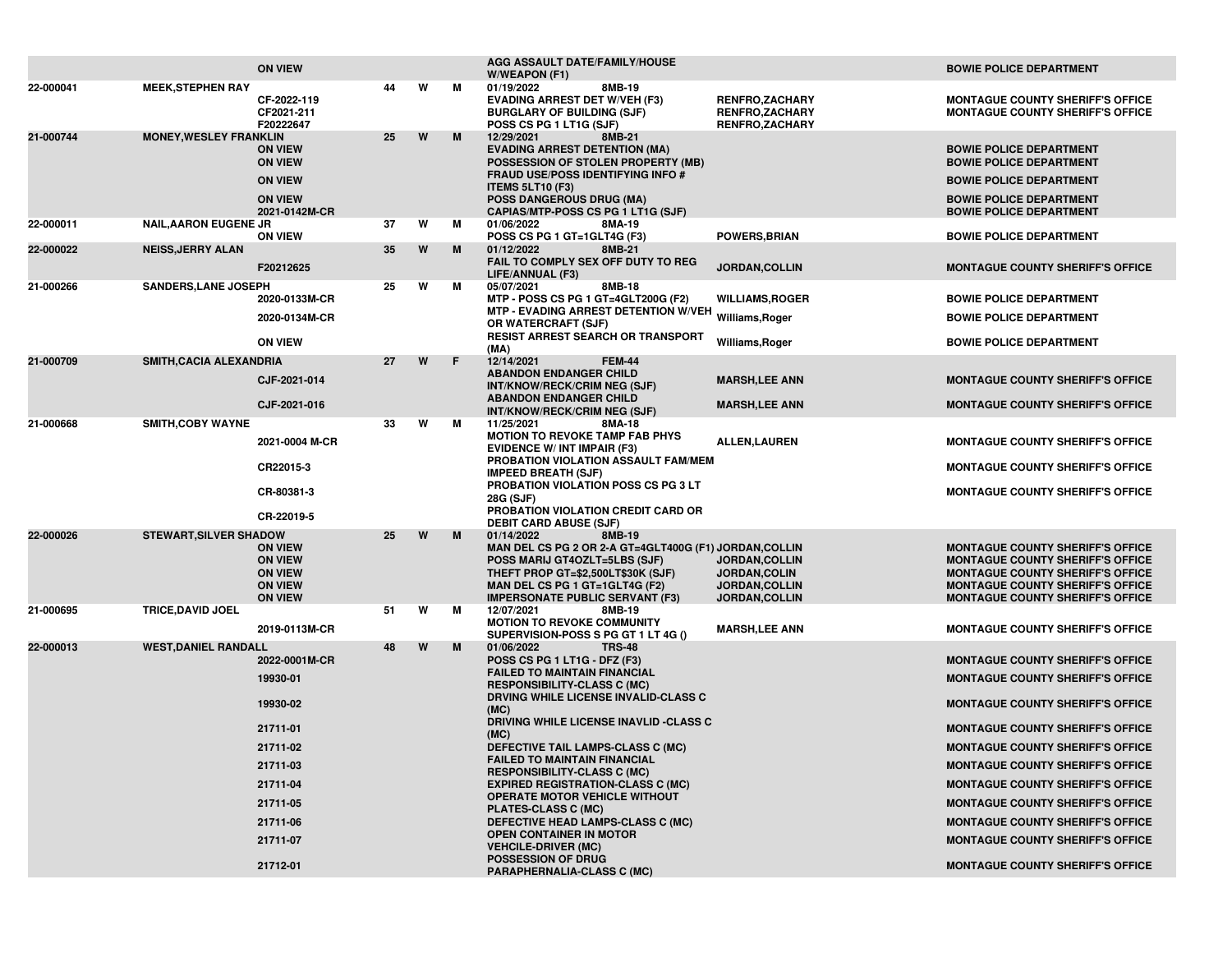| | | | | | | | | |
|---|---|---|---|---|---|---|---|---|
| | | ON VIEW | | | | AGG ASSAULT DATE/FAMILY/HOUSE W/WEAPON (F1) | | BOWIE POLICE DEPARTMENT |
| 22-000041 | MEEK,STEPHEN RAY | | 44 | W | M | 01/19/2022 8MB-19 | | |
| | | CF-2022-119 | | | | EVADING ARREST DET W/VEH (F3) | RENFRO,ZACHARY | MONTAGUE COUNTY SHERIFF'S OFFICE |
| | | CF2021-211 | | | | BURGLARY OF BUILDING (SJF) | RENFRO,ZACHARY | MONTAGUE COUNTY SHERIFF'S OFFICE |
| | | F20222647 | | | | POSS CS PG 1 LT1G (SJF) | RENFRO,ZACHARY | |
| 21-000744 | MONEY,WESLEY FRANKLIN | | 25 | W | M | 12/29/2021 8MB-21 | | |
| | | ON VIEW | | | | EVADING ARREST DETENTION (MA) | | BOWIE POLICE DEPARTMENT |
| | | ON VIEW | | | | POSSESSION OF STOLEN PROPERTY (MB) | | BOWIE POLICE DEPARTMENT |
| | | ON VIEW | | | | FRAUD USE/POSS IDENTIFYING INFO # ITEMS 5LT10 (F3) | | BOWIE POLICE DEPARTMENT |
| | | ON VIEW | | | | POSS DANGEROUS DRUG (MA) | | BOWIE POLICE DEPARTMENT |
| | | 2021-0142M-CR | | | | CAPIAS/MTP-POSS CS PG 1 LT1G (SJF) | | BOWIE POLICE DEPARTMENT |
| 22-000011 | NAIL,AARON EUGENE JR | | 37 | W | M | 01/06/2022 8MA-19 | | |
| | | ON VIEW | | | | POSS CS PG 1 GT=1GLT4G (F3) | POWERS,BRIAN | BOWIE POLICE DEPARTMENT |
| 22-000022 | NEISS,JERRY ALAN | | 35 | W | M | 01/12/2022 8MB-21 | | |
| | | F20212625 | | | | FAIL TO COMPLY SEX OFF DUTY TO REG LIFE/ANNUAL (F3) | JORDAN,COLLIN | MONTAGUE COUNTY SHERIFF'S OFFICE |
| 21-000266 | SANDERS,LANE JOSEPH | | 25 | W | M | 05/07/2021 8MB-18 | | |
| | | 2020-0133M-CR | | | | MTP - POSS CS PG 1 GT=4GLT200G (F2) | WILLIAMS,ROGER | BOWIE POLICE DEPARTMENT |
| | | 2020-0134M-CR | | | | MTP - EVADING ARREST DETENTION W/VEH OR WATERCRAFT (SJF) | Williams,Roger | BOWIE POLICE DEPARTMENT |
| | | ON VIEW | | | | RESIST ARREST SEARCH OR TRANSPORT (MA) | Williams,Roger | BOWIE POLICE DEPARTMENT |
| 21-000709 | SMITH,CACIA ALEXANDRIA | | 27 | W | F | 12/14/2021 FEM-44 | | |
| | | CJF-2021-014 | | | | ABANDON ENDANGER CHILD INT/KNOW/RECK/CRIM NEG (SJF) | MARSH,LEE ANN | MONTAGUE COUNTY SHERIFF'S OFFICE |
| | | CJF-2021-016 | | | | ABANDON ENDANGER CHILD INT/KNOW/RECK/CRIM NEG (SJF) | MARSH,LEE ANN | MONTAGUE COUNTY SHERIFF'S OFFICE |
| 21-000668 | SMITH,COBY WAYNE | | 33 | W | M | 11/25/2021 8MA-18 | | |
| | | 2021-0004 M-CR | | | | MOTION TO REVOKE TAMP FAB PHYS EVIDENCE W/ INT IMPAIR (F3) | ALLEN,LAUREN | MONTAGUE COUNTY SHERIFF'S OFFICE |
| | | CR22015-3 | | | | PROBATION VIOLATION ASSAULT FAM/MEM IMPEED BREATH (SJF) | | MONTAGUE COUNTY SHERIFF'S OFFICE |
| | | CR-80381-3 | | | | PROBATION VIOLATION POSS CS PG 3 LT 28G (SJF) | | MONTAGUE COUNTY SHERIFF'S OFFICE |
| | | CR-22019-5 | | | | PROBATION VIOLATION CREDIT CARD OR DEBIT CARD ABUSE (SJF) | | |
| 22-000026 | STEWART,SILVER SHADOW | | 25 | W | M | 01/14/2022 8MB-19 | | |
| | | ON VIEW | | | | MAN DEL CS PG 2 OR 2-A GT=4GLT400G (F1) | JORDAN,COLLIN | MONTAGUE COUNTY SHERIFF'S OFFICE |
| | | ON VIEW | | | | POSS MARIJ GT4OZLT=5LBS (SJF) | JORDAN,COLLIN | MONTAGUE COUNTY SHERIFF'S OFFICE |
| | | ON VIEW | | | | THEFT PROP GT=$2,500LT$30K (SJF) | JORDAN,COLIN | MONTAGUE COUNTY SHERIFF'S OFFICE |
| | | ON VIEW | | | | MAN DEL CS PG 1 GT=1GLT4G (F2) | JORDAN,COLLIN | MONTAGUE COUNTY SHERIFF'S OFFICE |
| | | ON VIEW | | | | IMPERSONATE PUBLIC SERVANT (F3) | JORDAN,COLLIN | MONTAGUE COUNTY SHERIFF'S OFFICE |
| 21-000695 | TRICE,DAVID JOEL | | 51 | W | M | 12/07/2021 8MB-19 | | |
| | | 2019-0113M-CR | | | | MOTION TO REVOKE COMMUNITY SUPERVISION-POSS S PG GT 1 LT 4G () | MARSH,LEE ANN | MONTAGUE COUNTY SHERIFF'S OFFICE |
| 22-000013 | WEST,DANIEL RANDALL | | 48 | W | M | 01/06/2022 TRS-48 | | |
| | | 2022-0001M-CR | | | | POSS CS PG 1 LT1G - DFZ (F3) | | MONTAGUE COUNTY SHERIFF'S OFFICE |
| | | 19930-01 | | | | FAILED TO MAINTAIN FINANCIAL RESPONSIBILITY-CLASS C (MC) | | MONTAGUE COUNTY SHERIFF'S OFFICE |
| | | 19930-02 | | | | DRVING WHILE LICENSE INVALID-CLASS C (MC) | | MONTAGUE COUNTY SHERIFF'S OFFICE |
| | | 21711-01 | | | | DRIVING WHILE LICENSE INAVLID -CLASS C (MC) | | MONTAGUE COUNTY SHERIFF'S OFFICE |
| | | 21711-02 | | | | DEFECTIVE TAIL LAMPS-CLASS C (MC) | | MONTAGUE COUNTY SHERIFF'S OFFICE |
| | | 21711-03 | | | | FAILED TO MAINTAIN FINANCIAL RESPONSIBILITY-CLASS C (MC) | | MONTAGUE COUNTY SHERIFF'S OFFICE |
| | | 21711-04 | | | | EXPIRED REGISTRATION-CLASS C (MC) | | MONTAGUE COUNTY SHERIFF'S OFFICE |
| | | 21711-05 | | | | OPERATE MOTOR VEHICLE WITHOUT PLATES-CLASS C (MC) | | MONTAGUE COUNTY SHERIFF'S OFFICE |
| | | 21711-06 | | | | DEFECTIVE HEAD LAMPS-CLASS C (MC) | | MONTAGUE COUNTY SHERIFF'S OFFICE |
| | | 21711-07 | | | | OPEN CONTAINER IN MOTOR VEHCILE-DRIVER (MC) | | MONTAGUE COUNTY SHERIFF'S OFFICE |
| | | 21712-01 | | | | POSSESSION OF DRUG PARAPHERNALIA-CLASS C (MC) | | MONTAGUE COUNTY SHERIFF'S OFFICE |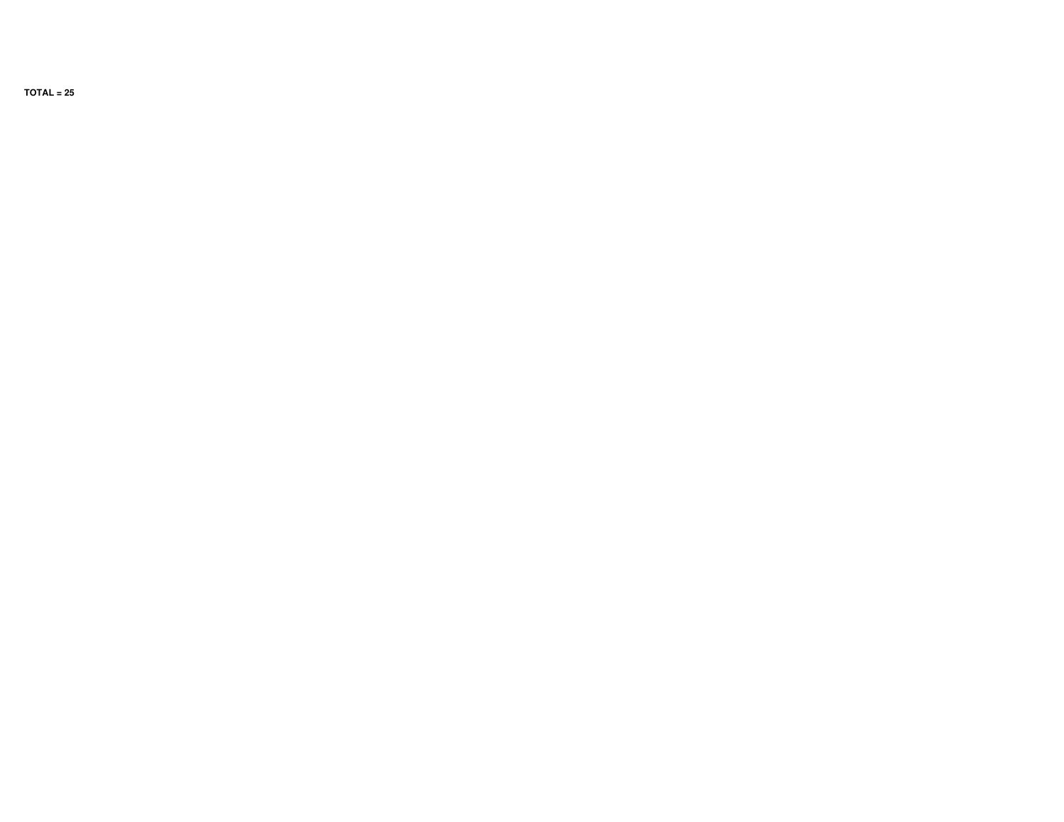**TOTAL = 25**